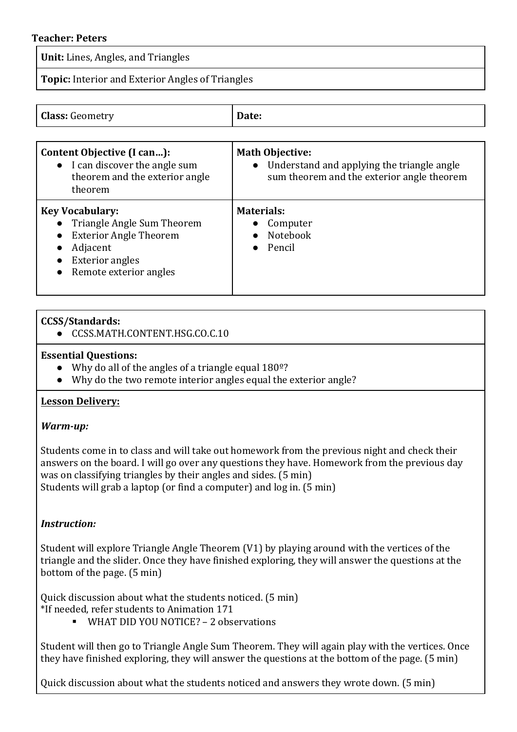**Teacher: Peters**

| **Unit:** Lines, Angles, and Triangles |
|---|
| **Topic:** Interior and Exterior Angles of Triangles |

| **Class:** Geometry | **Date:** |
|---|---|

| **Content Objective (I can…):** | **Math Objective:** |
|---|---|
| • I can discover the angle sum theorem and the exterior angle theorem | • Understand and applying the triangle angle sum theorem and the exterior angle theorem |
| **Key Vocabulary:**<br>• Triangle Angle Sum Theorem<br>• Exterior Angle Theorem<br>• Adjacent<br>• Exterior angles<br>• Remote exterior angles | **Materials:**<br>• Computer<br>• Notebook<br>• Pencil |

**CCSS/Standards:**

- CCSS.MATH.CONTENT.HSG.CO.C.10

**Essential Questions:**

- Why do all of the angles of a triangle equal 180º?
- Why do the two remote interior angles equal the exterior angle?

**Lesson Delivery:**

***Warm-up:***

Students come in to class and will take out homework from the previous night and check their answers on the board. I will go over any questions they have. Homework from the previous day was on classifying triangles by their angles and sides. (5 min)
Students will grab a laptop (or find a computer) and log in. (5 min)

***Instruction:***

Student will explore Triangle Angle Theorem (V1) by playing around with the vertices of the triangle and the slider. Once they have finished exploring, they will answer the questions at the bottom of the page. (5 min)

Quick discussion about what the students noticed. (5 min)
*If needed, refer students to Animation 171

- WHAT DID YOU NOTICE? – 2 observations

Student will then go to Triangle Angle Sum Theorem. They will again play with the vertices. Once they have finished exploring, they will answer the questions at the bottom of the page. (5 min)

Quick discussion about what the students noticed and answers they wrote down. (5 min)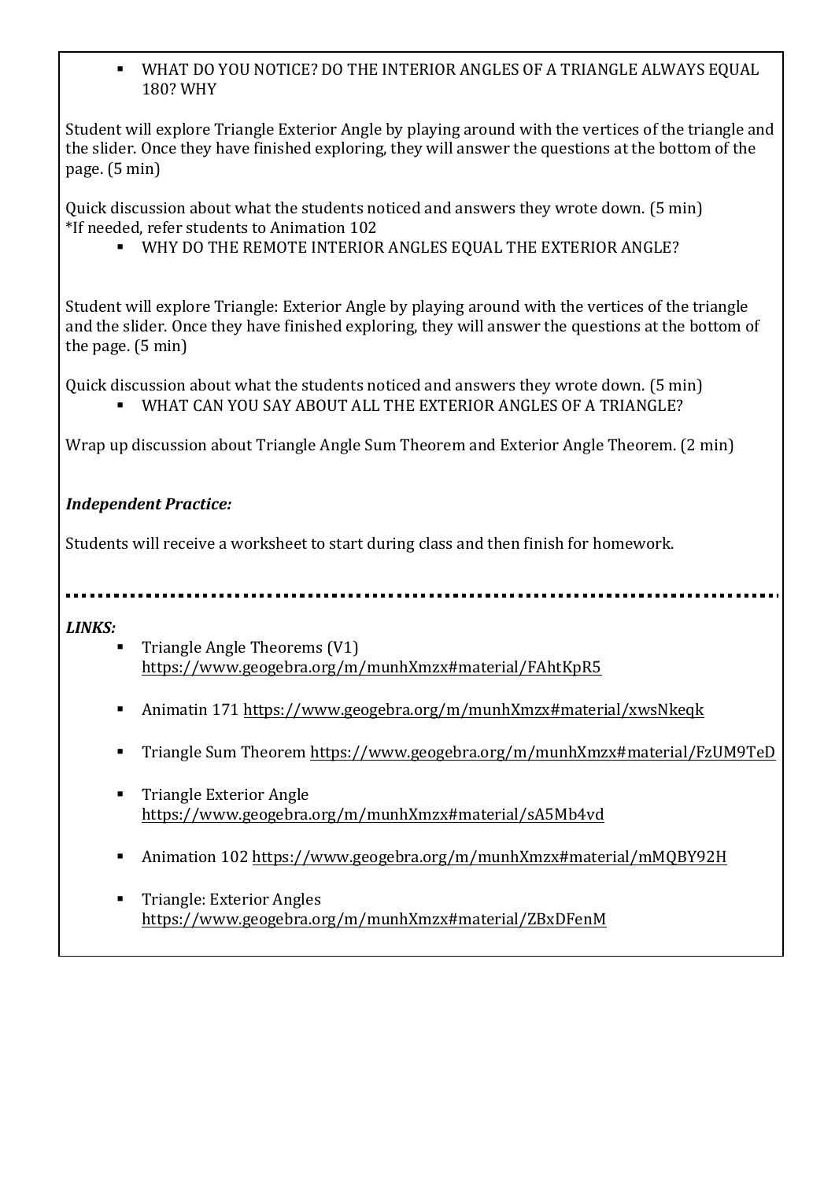- WHAT DO YOU NOTICE? DO THE INTERIOR ANGLES OF A TRIANGLE ALWAYS EQUAL 180? WHY

Student will explore Triangle Exterior Angle by playing around with the vertices of the triangle and the slider. Once they have finished exploring, they will answer the questions at the bottom of the page. (5 min)

Quick discussion about what the students noticed and answers they wrote down. (5 min)
*If needed, refer students to Animation 102

- WHY DO THE REMOTE INTERIOR ANGLES EQUAL THE EXTERIOR ANGLE?

Student will explore Triangle: Exterior Angle by playing around with the vertices of the triangle and the slider. Once they have finished exploring, they will answer the questions at the bottom of the page. (5 min)

Quick discussion about what the students noticed and answers they wrote down. (5 min)

- WHAT CAN YOU SAY ABOUT ALL THE EXTERIOR ANGLES OF A TRIANGLE?

Wrap up discussion about Triangle Angle Sum Theorem and Exterior Angle Theorem. (2 min)

***Independent Practice:***

Students will receive a worksheet to start during class and then finish for homework.

---

***LINKS:***

- Triangle Angle Theorems (V1) https://www.geogebra.org/m/munhXmzx#material/FAhtKpR5
- Animatin 171 https://www.geogebra.org/m/munhXmzx#material/xwsNkeqk
- Triangle Sum Theorem https://www.geogebra.org/m/munhXmzx#material/FzUM9TeD
- Triangle Exterior Angle https://www.geogebra.org/m/munhXmzx#material/sA5Mb4vd
- Animation 102 https://www.geogebra.org/m/munhXmzx#material/mMQBY92H
- Triangle: Exterior Angles https://www.geogebra.org/m/munhXmzx#material/ZBxDFenM